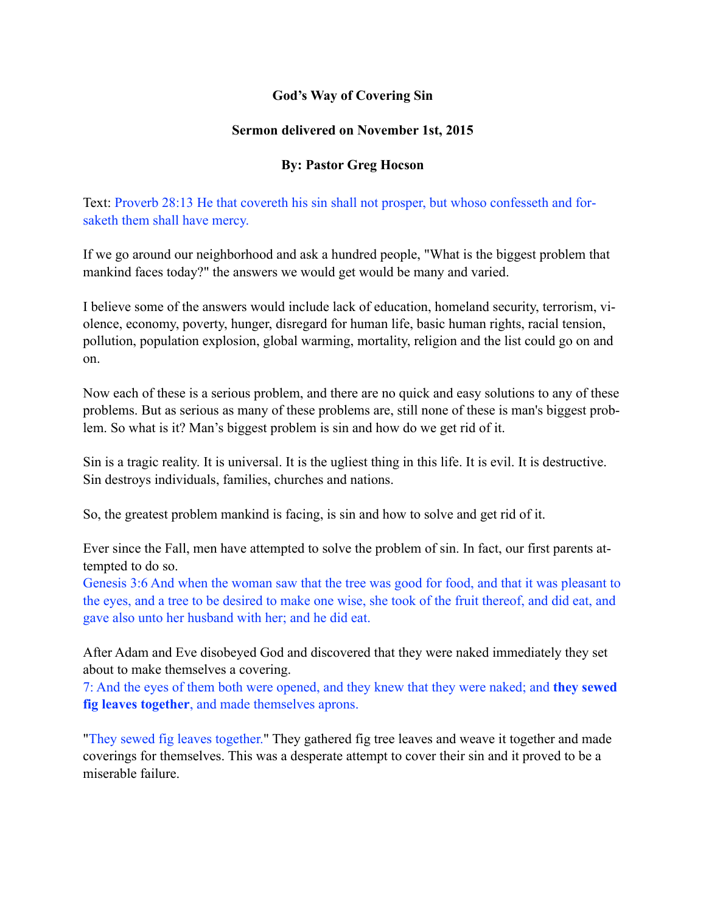# God's Way of Covering Sin

**Sermon delivered on November 1st, 2015**

**By: Pastor Greg Hocson**

Text: Proverb 28:13 He that covereth his sin shall not prosper, but whoso confesseth and forsaketh them shall have mercy.

If we go around our neighborhood and ask a hundred people, "What is the biggest problem that mankind faces today?" the answers we would get would be many and varied.

I believe some of the answers would include lack of education, homeland security, terrorism, violence, economy, poverty, hunger, disregard for human life, basic human rights, racial tension, pollution, population explosion, global warming, mortality, religion and the list could go on and on.

Now each of these is a serious problem, and there are no quick and easy solutions to any of these problems. But as serious as many of these problems are, still none of these is man's biggest problem. So what is it? Man's biggest problem is sin and how do we get rid of it.

Sin is a tragic reality. It is universal. It is the ugliest thing in this life. It is evil. It is destructive. Sin destroys individuals, families, churches and nations.

So, the greatest problem mankind is facing, is sin and how to solve and get rid of it.

Ever since the Fall, men have attempted to solve the problem of sin. In fact, our first parents attempted to do so.

Genesis 3:6 And when the woman saw that the tree was good for food, and that it was pleasant to the eyes, and a tree to be desired to make one wise, she took of the fruit thereof, and did eat, and gave also unto her husband with her; and he did eat.

After Adam and Eve disobeyed God and discovered that they were naked immediately they set about to make themselves a covering.

7: And the eyes of them both were opened, and they knew that they were naked; and **they sewed fig leaves together**, and made themselves aprons.

"They sewed fig leaves together." They gathered fig tree leaves and weave it together and made coverings for themselves. This was a desperate attempt to cover their sin and it proved to be a miserable failure.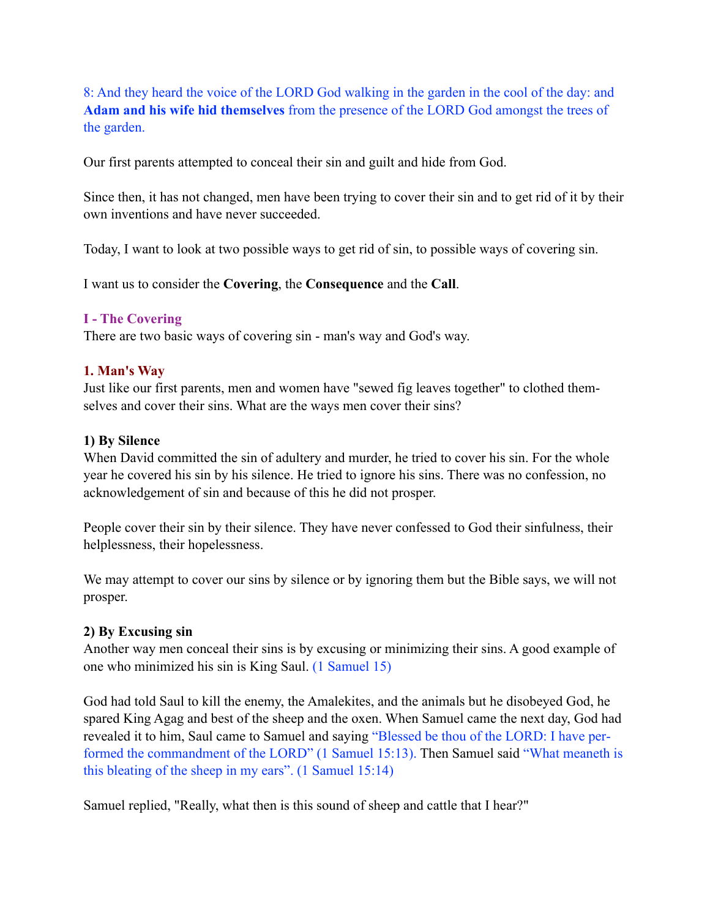8: And they heard the voice of the LORD God walking in the garden in the cool of the day: and **Adam and his wife hid themselves** from the presence of the LORD God amongst the trees of the garden.

Our first parents attempted to conceal their sin and guilt and hide from God.

Since then, it has not changed, men have been trying to cover their sin and to get rid of it by their own inventions and have never succeeded.

Today, I want to look at two possible ways to get rid of sin, to possible ways of covering sin.

I want us to consider the **Covering**, the **Consequence** and the **Call**.

## I - The Covering

There are two basic ways of covering sin - man's way and God's way.

### 1. Man's Way

Just like our first parents, men and women have "sewed fig leaves together" to clothed themselves and cover their sins. What are the ways men cover their sins?

#### 1) By Silence

When David committed the sin of adultery and murder, he tried to cover his sin. For the whole year he covered his sin by his silence. He tried to ignore his sins. There was no confession, no acknowledgement of sin and because of this he did not prosper.

People cover their sin by their silence. They have never confessed to God their sinfulness, their helplessness, their hopelessness.

We may attempt to cover our sins by silence or by ignoring them but the Bible says, we will not prosper.

#### 2) By Excusing sin

Another way men conceal their sins is by excusing or minimizing their sins. A good example of one who minimized his sin is King Saul. (1 Samuel 15)

God had told Saul to kill the enemy, the Amalekites, and the animals but he disobeyed God, he spared King Agag and best of the sheep and the oxen. When Samuel came the next day, God had revealed it to him, Saul came to Samuel and saying "Blessed be thou of the LORD: I have performed the commandment of the LORD" (1 Samuel 15:13). Then Samuel said "What meaneth is this bleating of the sheep in my ears". (1 Samuel 15:14)

Samuel replied, "Really, what then is this sound of sheep and cattle that I hear?"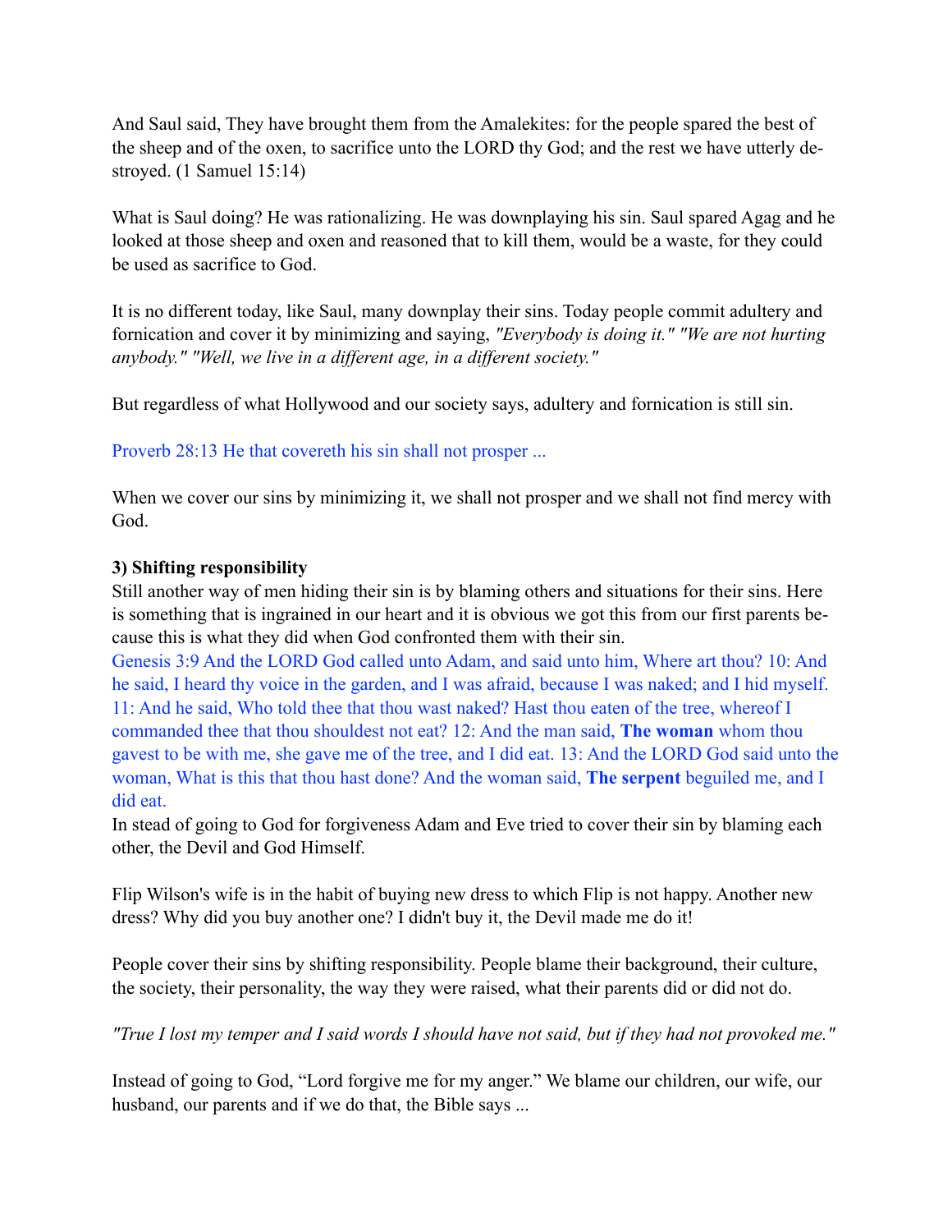And Saul said, They have brought them from the Amalekites: for the people spared the best of the sheep and of the oxen, to sacrifice unto the LORD thy God; and the rest we have utterly destroyed. (1 Samuel 15:14)

What is Saul doing? He was rationalizing. He was downplaying his sin. Saul spared Agag and he looked at those sheep and oxen and reasoned that to kill them, would be a waste, for they could be used as sacrifice to God.

It is no different today, like Saul, many downplay their sins. Today people commit adultery and fornication and cover it by minimizing and saying, *"Everybody is doing it." "We are not hurting anybody." "Well, we live in a different age, in a different society."*

But regardless of what Hollywood and our society says, adultery and fornication is still sin.

Proverb 28:13 He that covereth his sin shall not prosper ...

When we cover our sins by minimizing it, we shall not prosper and we shall not find mercy with God.

**3) Shifting responsibility**

Still another way of men hiding their sin is by blaming others and situations for their sins. Here is something that is ingrained in our heart and it is obvious we got this from our first parents because this is what they did when God confronted them with their sin.

Genesis 3:9 And the LORD God called unto Adam, and said unto him, Where art thou? 10: And he said, I heard thy voice in the garden, and I was afraid, because I was naked; and I hid myself. 11: And he said, Who told thee that thou wast naked? Hast thou eaten of the tree, whereof I commanded thee that thou shouldest not eat? 12: And the man said, **The woman** whom thou gavest to be with me, she gave me of the tree, and I did eat. 13: And the LORD God said unto the woman, What is this that thou hast done? And the woman said, **The serpent** beguiled me, and I did eat.

In stead of going to God for forgiveness Adam and Eve tried to cover their sin by blaming each other, the Devil and God Himself.

Flip Wilson's wife is in the habit of buying new dress to which Flip is not happy. Another new dress? Why did you buy another one? I didn't buy it, the Devil made me do it!

People cover their sins by shifting responsibility. People blame their background, their culture, the society, their personality, the way they were raised, what their parents did or did not do.

*"True I lost my temper and I said words I should have not said, but if they had not provoked me."*

Instead of going to God, "Lord forgive me for my anger." We blame our children, our wife, our husband, our parents and if we do that, the Bible says ...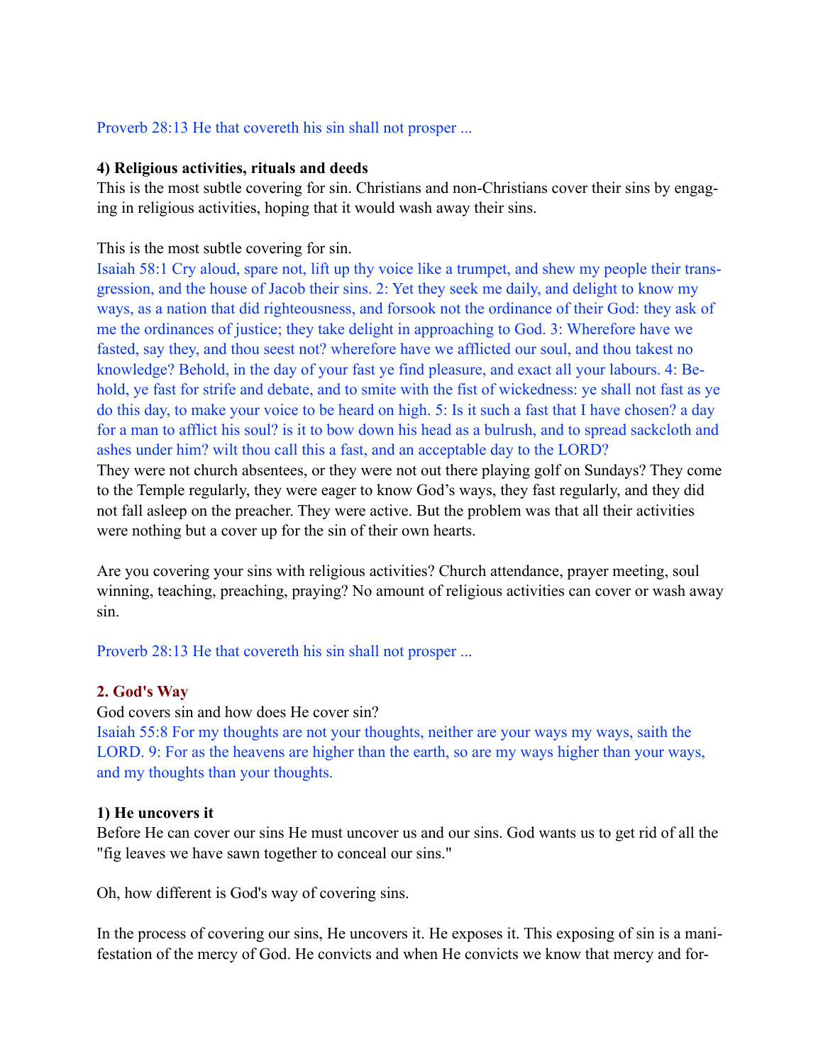Proverb 28:13 He that covereth his sin shall not prosper ...

**4) Religious activities, rituals and deeds**

This is the most subtle covering for sin. Christians and non-Christians cover their sins by engaging in religious activities, hoping that it would wash away their sins.

This is the most subtle covering for sin.

Isaiah 58:1 Cry aloud, spare not, lift up thy voice like a trumpet, and shew my people their transgression, and the house of Jacob their sins. 2: Yet they seek me daily, and delight to know my ways, as a nation that did righteousness, and forsook not the ordinance of their God: they ask of me the ordinances of justice; they take delight in approaching to God. 3: Wherefore have we fasted, say they, and thou seest not? wherefore have we afflicted our soul, and thou takest no knowledge? Behold, in the day of your fast ye find pleasure, and exact all your labours. 4: Behold, ye fast for strife and debate, and to smite with the fist of wickedness: ye shall not fast as ye do this day, to make your voice to be heard on high. 5: Is it such a fast that I have chosen? a day for a man to afflict his soul? is it to bow down his head as a bulrush, and to spread sackcloth and ashes under him? wilt thou call this a fast, and an acceptable day to the LORD?

They were not church absentees, or they were not out there playing golf on Sundays? They come to the Temple regularly, they were eager to know God's ways, they fast regularly, and they did not fall asleep on the preacher. They were active. But the problem was that all their activities were nothing but a cover up for the sin of their own hearts.

Are you covering your sins with religious activities? Church attendance, prayer meeting, soul winning, teaching, preaching, praying? No amount of religious activities can cover or wash away sin.

Proverb 28:13 He that covereth his sin shall not prosper ...

## 2. God's Way

God covers sin and how does He cover sin?

Isaiah 55:8 For my thoughts are not your thoughts, neither are your ways my ways, saith the LORD. 9: For as the heavens are higher than the earth, so are my ways higher than your ways, and my thoughts than your thoughts.

**1) He uncovers it**

Before He can cover our sins He must uncover us and our sins. God wants us to get rid of all the "fig leaves we have sawn together to conceal our sins."

Oh, how different is God's way of covering sins.

In the process of covering our sins, He uncovers it. He exposes it. This exposing of sin is a manifestation of the mercy of God. He convicts and when He convicts we know that mercy and for-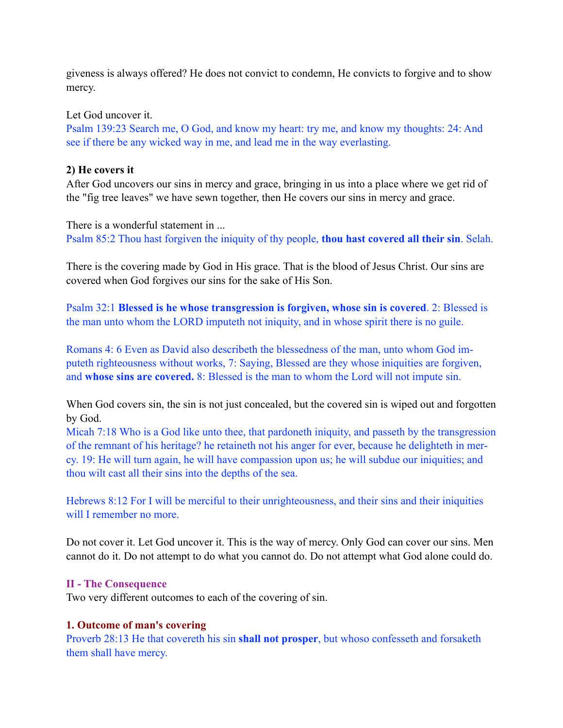giveness is always offered? He does not convict to condemn, He convicts to forgive and to show mercy.

Let God uncover it.
Psalm 139:23 Search me, O God, and know my heart: try me, and know my thoughts: 24: And see if there be any wicked way in me, and lead me in the way everlasting.

**2) He covers it**
After God uncovers our sins in mercy and grace, bringing in us into a place where we get rid of the "fig tree leaves" we have sewn together, then He covers our sins in mercy and grace.

There is a wonderful statement in ...
Psalm 85:2 Thou hast forgiven the iniquity of thy people, **thou hast covered all their sin**. Selah.

There is the covering made by God in His grace. That is the blood of Jesus Christ. Our sins are covered when God forgives our sins for the sake of His Son.

Psalm 32:1 **Blessed is he whose transgression is forgiven, whose sin is covered**. 2: Blessed is the man unto whom the LORD imputeth not iniquity, and in whose spirit there is no guile.

Romans 4: 6 Even as David also describeth the blessedness of the man, unto whom God imputeth righteousness without works, 7: Saying, Blessed are they whose iniquities are forgiven, and **whose sins are covered.** 8: Blessed is the man to whom the Lord will not impute sin.

When God covers sin, the sin is not just concealed, but the covered sin is wiped out and forgotten by God.
Micah 7:18 Who is a God like unto thee, that pardoneth iniquity, and passeth by the transgression of the remnant of his heritage? he retaineth not his anger for ever, because he delighteth in mercy. 19: He will turn again, he will have compassion upon us; he will subdue our iniquities; and thou wilt cast all their sins into the depths of the sea.

Hebrews 8:12 For I will be merciful to their unrighteousness, and their sins and their iniquities will I remember no more.

Do not cover it. Let God uncover it. This is the way of mercy. Only God can cover our sins. Men cannot do it. Do not attempt to do what you cannot do. Do not attempt what God alone could do.

## II - The Consequence
Two very different outcomes to each of the covering of sin.

### 1. Outcome of man's covering
Proverb 28:13 He that covereth his sin **shall not prosper**, but whoso confesseth and forsaketh them shall have mercy.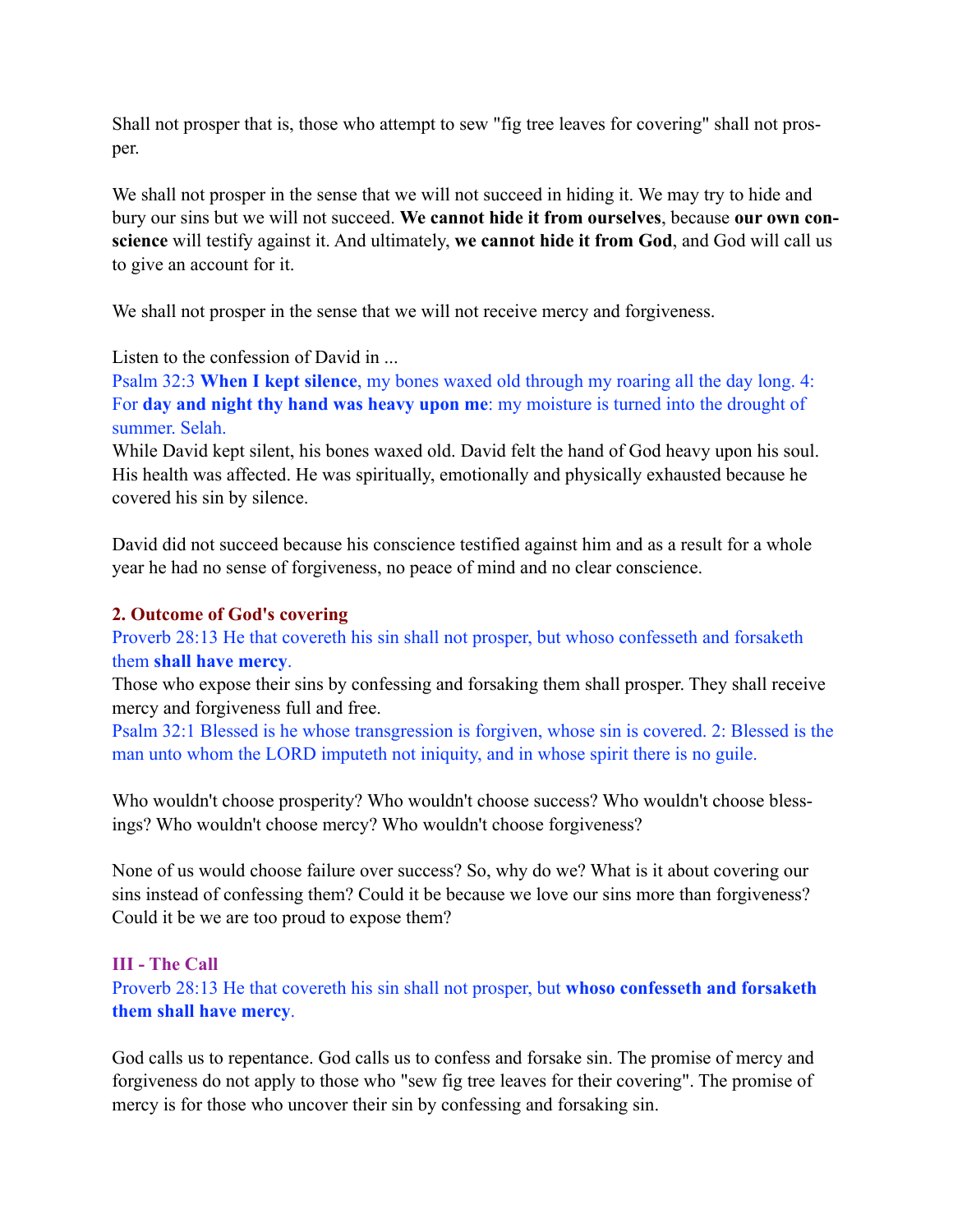Shall not prosper that is, those who attempt to sew "fig tree leaves for covering" shall not prosper.

We shall not prosper in the sense that we will not succeed in hiding it. We may try to hide and bury our sins but we will not succeed. **We cannot hide it from ourselves**, because **our own conscience** will testify against it. And ultimately, **we cannot hide it from God**, and God will call us to give an account for it.

We shall not prosper in the sense that we will not receive mercy and forgiveness.

Listen to the confession of David in ...
Psalm 32:3 **When I kept silence**, my bones waxed old through my roaring all the day long. 4: For **day and night thy hand was heavy upon me**: my moisture is turned into the drought of summer. Selah.
While David kept silent, his bones waxed old. David felt the hand of God heavy upon his soul. His health was affected. He was spiritually, emotionally and physically exhausted because he covered his sin by silence.

David did not succeed because his conscience testified against him and as a result for a whole year he had no sense of forgiveness, no peace of mind and no clear conscience.

### 2. Outcome of God's covering

Proverb 28:13 He that covereth his sin shall not prosper, but whoso confesseth and forsaketh them **shall have mercy**.
Those who expose their sins by confessing and forsaking them shall prosper. They shall receive mercy and forgiveness full and free.
Psalm 32:1 Blessed is he whose transgression is forgiven, whose sin is covered. 2: Blessed is the man unto whom the LORD imputeth not iniquity, and in whose spirit there is no guile.

Who wouldn't choose prosperity? Who wouldn't choose success? Who wouldn't choose blessings? Who wouldn't choose mercy? Who wouldn't choose forgiveness?

None of us would choose failure over success? So, why do we? What is it about covering our sins instead of confessing them? Could it be because we love our sins more than forgiveness? Could it be we are too proud to expose them?

## III - The Call

Proverb 28:13 He that covereth his sin shall not prosper, but **whoso confesseth and forsaketh them shall have mercy**.

God calls us to repentance. God calls us to confess and forsake sin. The promise of mercy and forgiveness do not apply to those who "sew fig tree leaves for their covering". The promise of mercy is for those who uncover their sin by confessing and forsaking sin.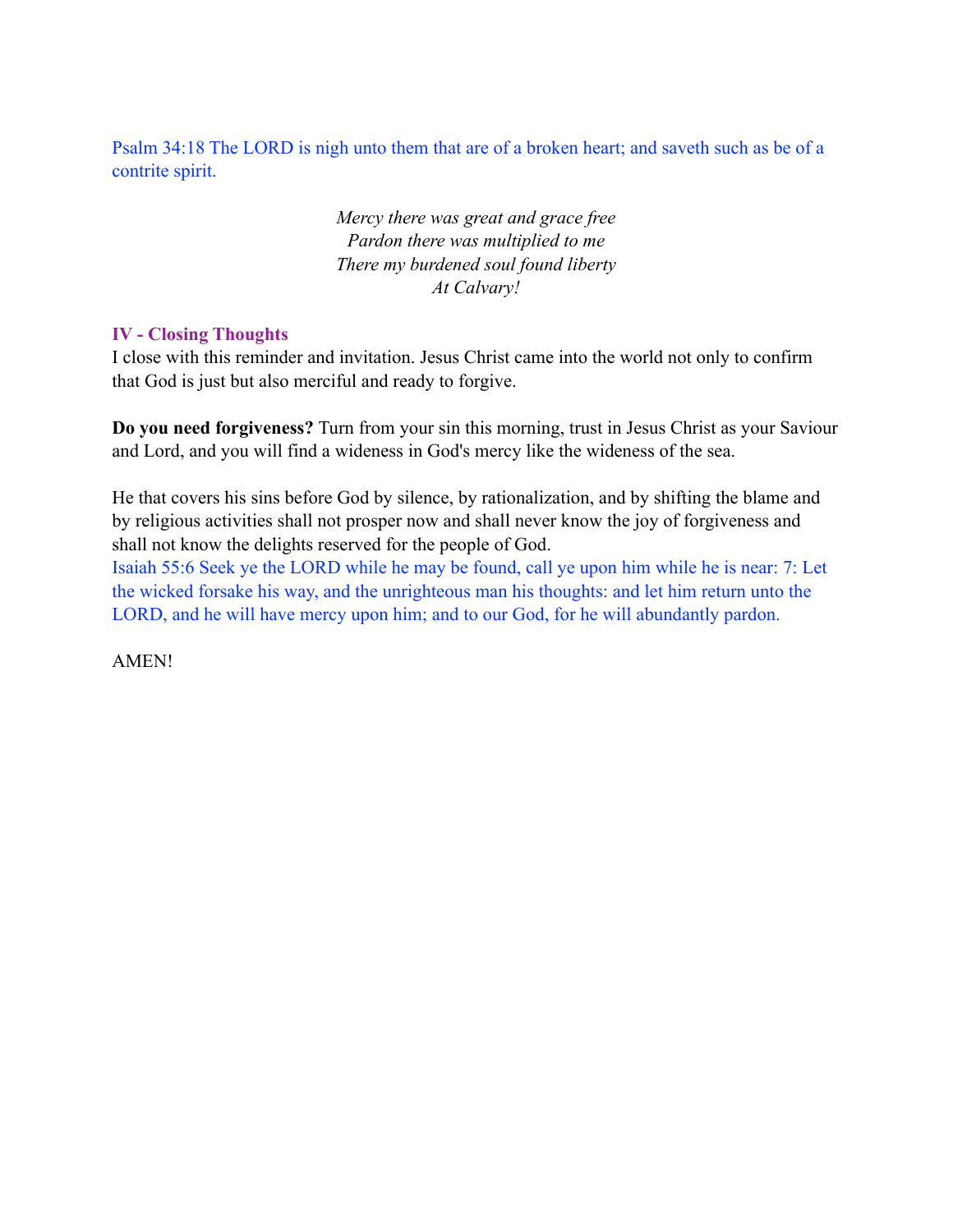Psalm 34:18 The LORD is nigh unto them that are of a broken heart; and saveth such as be of a contrite spirit.

*Mercy there was great and grace free*
*Pardon there was multiplied to me*
*There my burdened soul found liberty*
*At Calvary!*

## IV - Closing Thoughts

I close with this reminder and invitation. Jesus Christ came into the world not only to confirm that God is just but also merciful and ready to forgive.

**Do you need forgiveness?** Turn from your sin this morning, trust in Jesus Christ as your Saviour and Lord, and you will find a wideness in God's mercy like the wideness of the sea.

He that covers his sins before God by silence, by rationalization, and by shifting the blame and by religious activities shall not prosper now and shall never know the joy of forgiveness and shall not know the delights reserved for the people of God.

Isaiah 55:6 Seek ye the LORD while he may be found, call ye upon him while he is near: 7: Let the wicked forsake his way, and the unrighteous man his thoughts: and let him return unto the LORD, and he will have mercy upon him; and to our God, for he will abundantly pardon.

AMEN!